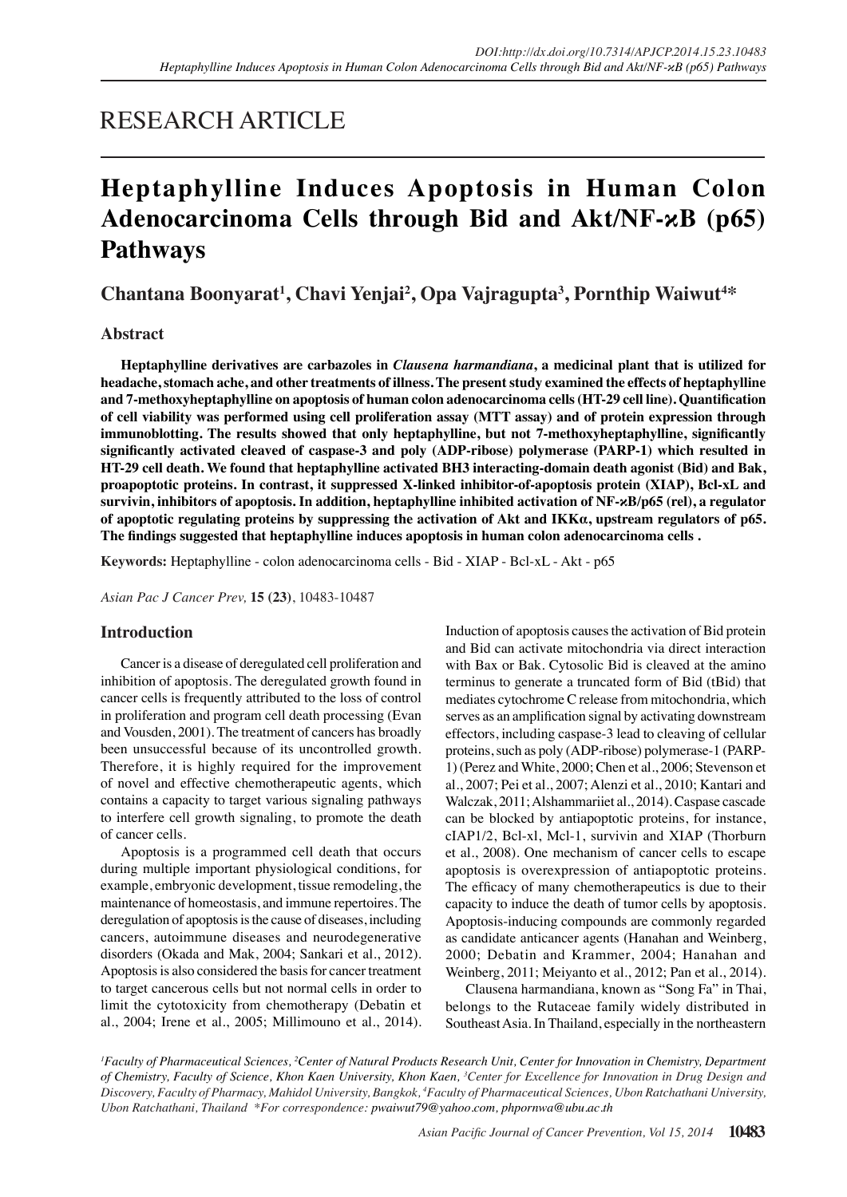RESEARCH ARTICLE

# Heptaphylline Induces Apoptosis in Human Colon Adenocarcinoma Cells through Bid and Akt/NF-κB (p65) Pathways

**Chantana Boonyarat[1], Chavi Yenjai[2], Opa Vajragupta[3], Pornthip Waiwut[4]***

## Abstract

**Heptaphylline derivatives are carbazoles in *Clausena harmandiana*, a medicinal plant that is utilized for headache, stomach ache, and other treatments of illness. The present study examined the effects of heptaphylline and 7-methoxyheptaphylline on apoptosis of human colon adenocarcinoma cells (HT-29 cell line). Quantification of cell viability was performed using cell proliferation assay (MTT assay) and of protein expression through immunoblotting. The results showed that only heptaphylline, but not 7-methoxyheptaphylline, significantly significantly activated cleaved of caspase-3 and poly (ADP-ribose) polymerase (PARP-1) which resulted in HT-29 cell death. We found that heptaphylline activated BH3 interacting-domain death agonist (Bid) and Bak, proapoptotic proteins. In contrast, it suppressed X-linked inhibitor-of-apoptosis protein (XIAP), Bcl-xL and survivin, inhibitors of apoptosis. In addition, heptaphylline inhibited activation of NF-κB/p65 (rel), a regulator of apoptotic regulating proteins by suppressing the activation of Akt and IKKα, upstream regulators of p65. The findings suggested that heptaphylline induces apoptosis in human colon adenocarcinoma cells .**

**Keywords:** Heptaphylline - colon adenocarcinoma cells - Bid - XIAP - Bcl-xL - Akt - p65

*Asian Pac J Cancer Prev,* **15 (23)**, 10483-10487

## Introduction

Cancer is a disease of deregulated cell proliferation and inhibition of apoptosis. The deregulated growth found in cancer cells is frequently attributed to the loss of control in proliferation and program cell death processing (Evan and Vousden, 2001). The treatment of cancers has broadly been unsuccessful because of its uncontrolled growth. Therefore, it is highly required for the improvement of novel and effective chemotherapeutic agents, which contains a capacity to target various signaling pathways to interfere cell growth signaling, to promote the death of cancer cells.

Apoptosis is a programmed cell death that occurs during multiple important physiological conditions, for example, embryonic development, tissue remodeling, the maintenance of homeostasis, and immune repertoires. The deregulation of apoptosis is the cause of diseases, including cancers, autoimmune diseases and neurodegenerative disorders (Okada and Mak, 2004; Sankari et al., 2012). Apoptosis is also considered the basis for cancer treatment to target cancerous cells but not normal cells in order to limit the cytotoxicity from chemotherapy (Debatin et al., 2004; Irene et al., 2005; Millimouno et al., 2014). Induction of apoptosis causes the activation of Bid protein and Bid can activate mitochondria via direct interaction with Bax or Bak. Cytosolic Bid is cleaved at the amino terminus to generate a truncated form of Bid (tBid) that mediates cytochrome C release from mitochondria, which serves as an amplification signal by activating downstream effectors, including caspase-3 lead to cleaving of cellular proteins, such as poly (ADP-ribose) polymerase-1 (PARP-1) (Perez and White, 2000; Chen et al., 2006; Stevenson et al., 2007; Pei et al., 2007; Alenzi et al., 2010; Kantari and Walczak, 2011; Alshammariiet al., 2014). Caspase cascade can be blocked by antiapoptotic proteins, for instance, cIAP1/2, Bcl-xl, Mcl-1, survivin and XIAP (Thorburn et al., 2008). One mechanism of cancer cells to escape apoptosis is overexpression of antiapoptotic proteins. The efficacy of many chemotherapeutics is due to their capacity to induce the death of tumor cells by apoptosis. Apoptosis-inducing compounds are commonly regarded as candidate anticancer agents (Hanahan and Weinberg, 2000; Debatin and Krammer, 2004; Hanahan and Weinberg, 2011; Meiyanto et al., 2012; Pan et al., 2014).

Clausena harmandiana, known as "Song Fa" in Thai, belongs to the Rutaceae family widely distributed in Southeast Asia. In Thailand, especially in the northeastern

[1]Faculty of Pharmaceutical Sciences, [2]Center of Natural Products Research Unit, Center for Innovation in Chemistry, Department of Chemistry, Faculty of Science, Khon Kaen University, Khon Kaen, [3]Center for Excellence for Innovation in Drug Design and Discovery, Faculty of Pharmacy, Mahidol University, Bangkok, [4]Faculty of Pharmaceutical Sciences, Ubon Ratchathani University, Ubon Ratchathani, Thailand *For correspondence: pwaiwut79@yahoo.com, phpornwa@ubu.ac.th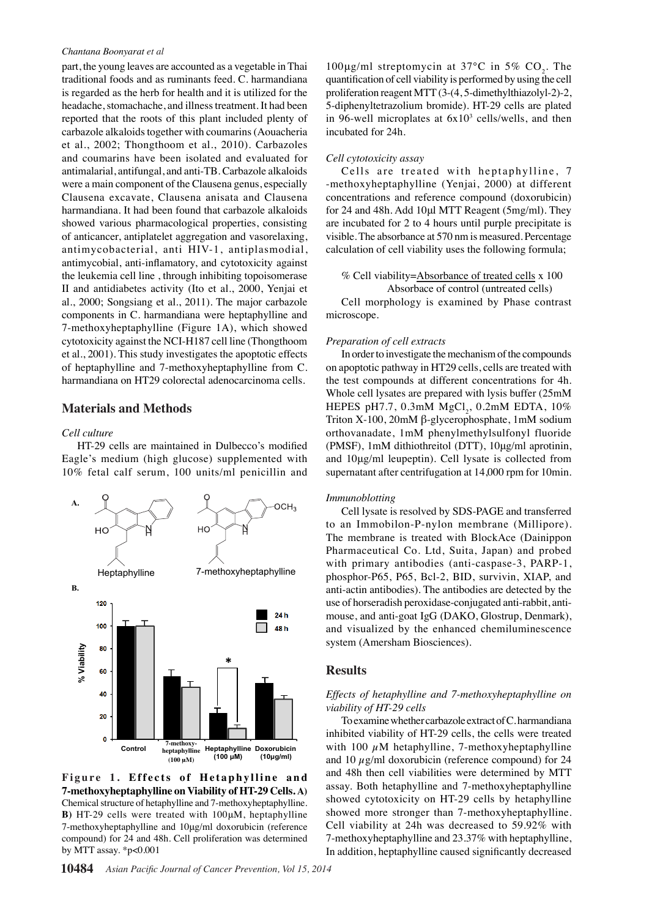part, the young leaves are accounted as a vegetable in Thai traditional foods and as ruminants feed. C. harmandiana is regarded as the herb for health and it is utilized for the headache, stomachache, and illness treatment. It had been reported that the roots of this plant included plenty of carbazole alkaloids together with coumarins (Aouacheria et al., 2002; Thongthoom et al., 2010). Carbazoles and coumarins have been isolated and evaluated for antimalarial, antifungal, and anti-TB. Carbazole alkaloids were a main component of the Clausena genus, especially Clausena excavate, Clausena anisata and Clausena harmandiana. It had been found that carbazole alkaloids showed various pharmacological properties, consisting of anticancer, antiplatelet aggregation and vasorelaxing, antimycobacterial, anti HIV-1, antiplasmodial, antimycobial, anti-inflamatory, and cytotoxicity against the leukemia cell line , through inhibiting topoisomerase II and antidiabetes activity (Ito et al., 2000, Yenjai et al., 2000; Songsiang et al., 2011). The major carbazole components in C. harmandiana were heptaphylline and 7-methoxyheptaphylline (Figure 1A), which showed cytotoxicity against the NCI-H187 cell line (Thongthoom et al., 2001). This study investigates the apoptotic effects of heptaphylline and 7-methoxyheptaphylline from C. harmandiana on HT29 colorectal adenocarcinoma cells.

## Materials and Methods

### *Cell culture*

HT-29 cells are maintained in Dulbecco's modified Eagle's medium (high glucose) supplemented with 10% fetal calf serum, 100 units/ml penicillin and 100μg/ml streptomycin at 37°C in 5% $CO_2$. The quantification of cell viability is performed by using the cell proliferation reagent MTT (3-(4, 5-dimethylthiazolyl-2)-2, 5-diphenyltetrazolium bromide). HT-29 cells are plated in 96-well microplates at $6x10^3$ cells/wells, and then incubated for 24h.

**Figure 1. Effects of Hetaphylline and 7-methoxyheptaphylline on Viability of HT-29 Cells. A)** Chemical structure of hetaphylline and 7-methoxyheptaphylline. **B)** HT-29 cells were treated with 100μM, heptaphylline 7-methoxyheptaphylline and 10μg/ml doxorubicin (reference compound) for 24 and 48h. Cell proliferation was determined by MTT assay. *p<0.001

### *Cell cytotoxicity assay*

Cells are treated with heptaphylline, 7 -methoxyheptaphylline (Yenjai, 2000) at different concentrations and reference compound (doxorubicin) for 24 and 48h. Add 10μl MTT Reagent (5mg/ml). They are incubated for 2 to 4 hours until purple precipitate is visible. The absorbance at 570 nm is measured. Percentage calculation of cell viability uses the following formula;

$$\% \text{ Cell viability} = \frac{\text{Absorbance of treated cells}}{\text{Absorbace of control (untreated cells)}} \times 100$$

Cell morphology is examined by Phase contrast microscope.

### *Preparation of cell extracts*

In order to investigate the mechanism of the compounds on apoptotic pathway in HT29 cells, cells are treated with the test compounds at different concentrations for 4h. Whole cell lysates are prepared with lysis buffer (25mM HEPES pH7.7, 0.3mM $MgCl_2$, 0.2mM EDTA, 10% Triton X-100, 20mM β-glycerophosphate, 1mM sodium orthovanadate, 1mM phenylmethylsulfonyl fluoride (PMSF), 1mM dithiothreitol (DTT), 10μg/ml aprotinin, and 10μg/ml leupeptin). Cell lysate is collected from supernatant after centrifugation at 14,000 rpm for 10min.

### *Immunoblotting*

Cell lysate is resolved by SDS-PAGE and transferred to an Immobilon-P-nylon membrane (Millipore). The membrane is treated with BlockAce (Dainippon Pharmaceutical Co. Ltd, Suita, Japan) and probed with primary antibodies (anti-caspase-3, PARP-1, phosphor-P65, P65, Bcl-2, BID, survivin, XIAP, and anti-actin antibodies). The antibodies are detected by the use of horseradish peroxidase-conjugated anti-rabbit, anti-mouse, and anti-goat IgG (DAKO, Glostrup, Denmark), and visualized by the enhanced chemiluminescence system (Amersham Biosciences).

## Results

### *Effects of hetaphylline and 7-methoxyheptaphylline on viability of HT-29 cells*

To examine whether carbazole extract of C. harmandiana inhibited viability of HT-29 cells, the cells were treated with 100 μM hetaphylline, 7-methoxyheptaphylline and 10 μg/ml doxorubicin (reference compound) for 24 and 48h then cell viabilities were determined by MTT assay. Both hetaphylline and 7-methoxyheptaphylline showed cytotoxicity on HT-29 cells by hetaphylline showed more stronger than 7-methoxyheptaphylline. Cell viability at 24h was decreased to 59.92% with 7-methoxyheptaphylline and 23.37% with heptaphylline, In addition, heptaphylline caused significantly decreased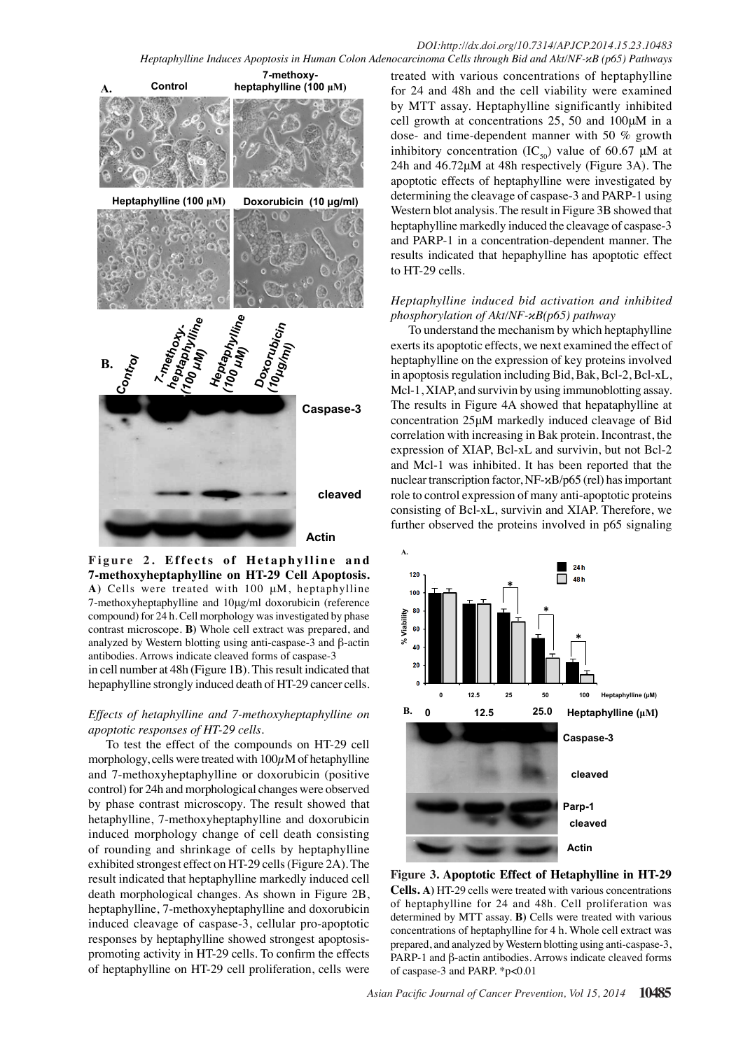**Figure 2. Effects of Hetaphylline and 7-methoxyheptaphylline on HT-29 Cell Apoptosis.** **A)** Cells were treated with 100 μM, heptaphylline 7-methoxyheptaphylline and 10μg/ml doxorubicin (reference compound) for 24 h. Cell morphology was investigated by phase contrast microscope. **B)** Whole cell extract was prepared, and analyzed by Western blotting using anti-caspase-3 and β-actin antibodies. Arrows indicate cleaved forms of caspase-3

in cell number at 48h (Figure 1B). This result indicated that hepaphylline strongly induced death of HT-29 cancer cells.

### *Effects of hetaphylline and 7-methoxyheptaphylline on apoptotic responses of HT-29 cells.*

To test the effect of the compounds on HT-29 cell morphology, cells were treated with 100μM of hetaphylline and 7-methoxyheptaphylline or doxorubicin (positive control) for 24h and morphological changes were observed by phase contrast microscopy. The result showed that hetaphylline, 7-methoxyheptaphylline and doxorubicin induced morphology change of cell death consisting of rounding and shrinkage of cells by heptaphylline exhibited strongest effect on HT-29 cells (Figure 2A). The result indicated that heptaphylline markedly induced cell death morphological changes. As shown in Figure 2B, heptaphylline, 7-methoxyheptaphylline and doxorubicin induced cleavage of caspase-3, cellular pro-apoptotic responses by heptaphylline showed strongest apoptosis-promoting activity in HT-29 cells. To confirm the effects of heptaphylline on HT-29 cell proliferation, cells were treated with various concentrations of heptaphylline for 24 and 48h and the cell viability were examined by MTT assay. Heptaphylline significantly inhibited cell growth at concentrations 25, 50 and 100μM in a dose- and time-dependent manner with 50 % growth inhibitory concentration ($IC_{50}$) value of 60.67 μM at 24h and 46.72μM at 48h respectively (Figure 3A). The apoptotic effects of heptaphylline were investigated by determining the cleavage of caspase-3 and PARP-1 using Western blot analysis. The result in Figure 3B showed that heptaphylline markedly induced the cleavage of caspase-3 and PARP-1 in a concentration-dependent manner. The results indicated that hepaphylline has apoptotic effect to HT-29 cells.

### *Heptaphylline induced bid activation and inhibited phosphorylation of Akt/NF-κB(p65) pathway*

To understand the mechanism by which heptaphylline exerts its apoptotic effects, we next examined the effect of heptaphylline on the expression of key proteins involved in apoptosis regulation including Bid, Bak, Bcl-2, Bcl-xL, Mcl-1, XIAP, and survivin by using immunoblotting assay. The results in Figure 4A showed that hepataphylline at concentration 25μM markedly induced cleavage of Bid correlation with increasing in Bak protein. Incontrast, the expression of XIAP, Bcl-xL and survivin, but not Bcl-2 and Mcl-1 was inhibited. It has been reported that the nuclear transcription factor, NF-κB/p65 (rel) has important role to control expression of many anti-apoptotic proteins consisting of Bcl-xL, survivin and XIAP. Therefore, we further observed the proteins involved in p65 signaling

**Figure 3. Apoptotic Effect of Hetaphylline in HT-29 Cells. A)** HT-29 cells were treated with various concentrations of heptaphylline for 24 and 48h. Cell proliferation was determined by MTT assay. **B)** Cells were treated with various concentrations of heptaphylline for 4 h. Whole cell extract was prepared, and analyzed by Western blotting using anti-caspase-3, PARP-1 and β-actin antibodies. Arrows indicate cleaved forms of caspase-3 and PARP. *p<0.01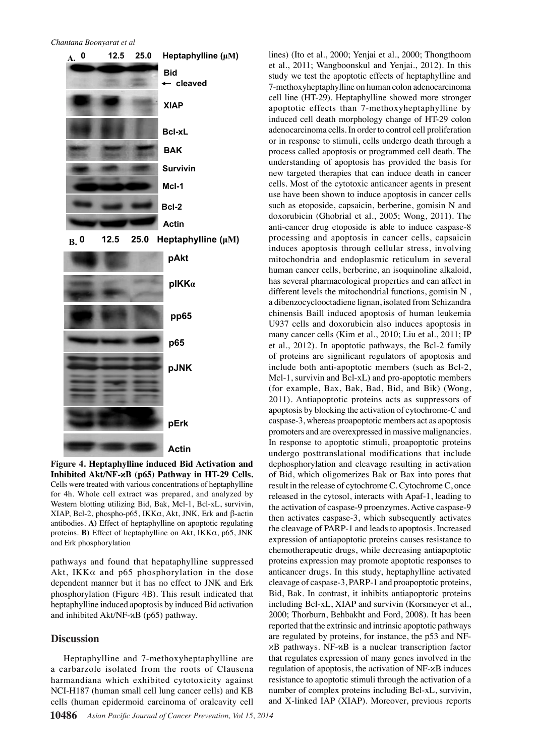**Figure 4. Heptaphylline induced Bid Activation and Inhibited Akt/NF-ϰB (p65) Pathway in HT-29 Cells.** Cells were treated with various concentrations of heptaphylline for 4h. Whole cell extract was prepared, and analyzed by Western blotting utilizing Bid, Bak, Mcl-1, Bcl-xL, survivin, XIAP, Bcl-2, phospho-p65, IKKα, Akt, JNK, Erk and β-actin antibodies. **A)** Effect of heptaphylline on apoptotic regulating proteins. **B)** Effect of heptaphylline on Akt, IKKα, p65, JNK and Erk phosphorylation

pathways and found that hepataphylline suppressed Akt, IKKα and p65 phosphorylation in the dose dependent manner but it has no effect to JNK and Erk phosphorylation (Figure 4B). This result indicated that heptaphylline induced apoptosis by induced Bid activation and inhibited Akt/NF-ϰB (p65) pathway.

## Discussion

Heptaphylline and 7-methoxyheptaphylline are a carbarzole isolated from the roots of Clausena harmandiana which exhibited cytotoxicity against NCI-H187 (human small cell lung cancer cells) and KB cells (human epidermoid carcinoma of oralcavity cell lines) (Ito et al., 2000; Yenjai et al., 2000; Thongthoom et al., 2011; Wangboonskul and Yenjai., 2012). In this study we test the apoptotic effects of heptaphylline and 7-methoxyheptaphylline on human colon adenocarcinoma cell line (HT-29). Heptaphylline showed more stronger apoptotic effects than 7-methoxyheptaphylline by induced cell death morphology change of HT-29 colon adenocarcinoma cells. In order to control cell proliferation or in response to stimuli, cells undergo death through a process called apoptosis or programmed cell death. The understanding of apoptosis has provided the basis for new targeted therapies that can induce death in cancer cells. Most of the cytotoxic anticancer agents in present use have been shown to induce apoptosis in cancer cells such as etoposide, capsaicin, berberine, gomisin N and doxorubicin (Ghobrial et al., 2005; Wong, 2011). The anti-cancer drug etoposide is able to induce caspase-8 processing and apoptosis in cancer cells, capsaicin induces apoptosis through cellular stress, involving mitochondria and endoplasmic reticulum in several human cancer cells, berberine, an isoquinoline alkaloid, has several pharmacological properties and can affect in different levels the mitochondrial functions, gomisin N , a dibenzocyclooctadiene lignan, isolated from Schizandra chinensis Baill induced apoptosis of human leukemia U937 cells and doxorubicin also induces apoptosis in many cancer cells (Kim et al., 2010; Liu et al., 2011; IP et al., 2012). In apoptotic pathways, the Bcl-2 family of proteins are significant regulators of apoptosis and include both anti-apoptotic members (such as Bcl-2, Mcl-1, survivin and Bcl-xL) and pro-apoptotic members (for example, Bax, Bak, Bad, Bid, and Bik) (Wong, 2011). Antiapoptotic proteins acts as suppressors of apoptosis by blocking the activation of cytochrome-C and caspase-3, whereas proapoptotic members act as apoptosis promoters and are overexpressed in massive malignancies. In response to apoptotic stimuli, proapoptotic proteins undergo posttranslational modifications that include dephosphorylation and cleavage resulting in activation of Bid, which oligomerizes Bak or Bax into pores that result in the release of cytochrome C. Cytochrome C, once released in the cytosol, interacts with Apaf-1, leading to the activation of caspase-9 proenzymes. Active caspase-9 then activates caspase-3, which subsequently activates the cleavage of PARP-1 and leads to apoptosis. Increased expression of antiapoptotic proteins causes resistance to chemotherapeutic drugs, while decreasing antiapoptotic proteins expression may promote apoptotic responses to anticancer drugs. In this study, heptaphylline activated cleavage of caspase-3, PARP-1 and proapoptotic proteins, Bid, Bak. In contrast, it inhibits antiapoptotic proteins including Bcl-xL, XIAP and survivin (Korsmeyer et al., 2000; Thorburn, Behbakht and Ford, 2008). It has been reported that the extrinsic and intrinsic apoptotic pathways are regulated by proteins, for instance, the p53 and NF-ϰB pathways. NF-ϰB is a nuclear transcription factor that regulates expression of many genes involved in the regulation of apoptosis, the activation of NF-ϰB induces resistance to apoptotic stimuli through the activation of a number of complex proteins including Bcl-xL, survivin, and X-linked IAP (XIAP). Moreover, previous reports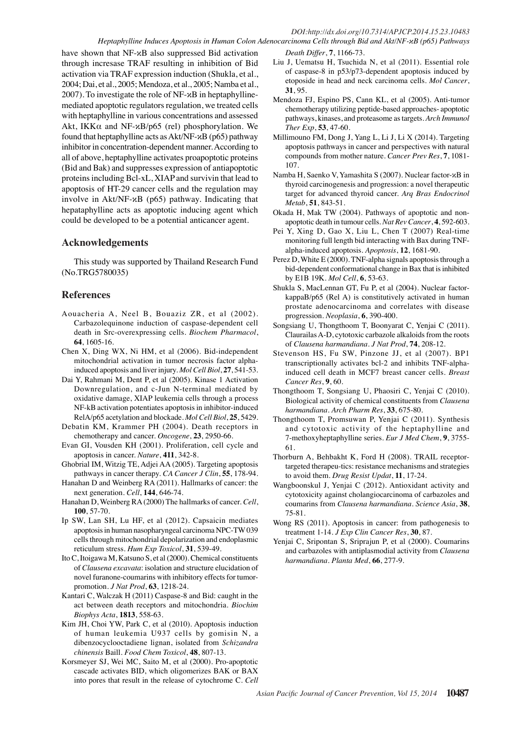have shown that NF-κB also suppressed Bid activation through incresase TRAF resulting in inhibition of Bid activation via TRAF expression induction (Shukla, et al., 2004; Dai, et al., 2005; Mendoza, et al., 2005; Namba et al., 2007). To investigate the role of NF-κB in heptaphylline-mediated apoptotic regulators regulation, we treated cells with heptaphylline in various concentrations and assessed Akt, IKKα and NF-κB/p65 (rel) phosphorylation. We found that heptaphylline acts as Akt/NF-κB (p65) pathway inhibitor in concentration-dependent manner. According to all of above, heptaphylline activates proapoptotic proteins (Bid and Bak) and suppresses expression of antiapoptotic proteins including Bcl-xL, XIAP and survivin that lead to apoptosis of HT-29 cancer cells and the regulation may involve in Akt/NF-κB (p65) pathway. Indicating that hepataphylline acts as apoptotic inducing agent which could be developed to be a potential anticancer agent.

## Acknowledgements

This study was supported by Thailand Research Fund (No.TRG5780035)

## References

Aouacheria A, Neel B, Bouaziz ZR, et al (2002). Carbazolequinone induction of caspase-dependent cell death in Src-overexpressing cells. *Biochem Pharmacol*, **64**, 1605-16.

Chen X, Ding WX, Ni HM, et al (2006). Bid-independent mitochondrial activation in tumor necrosis factor alpha-induced apoptosis and liver injury. *Mol Cell Biol*, **27**, 541-53.

Dai Y, Rahmani M, Dent P, et al (2005). Kinase 1 Activation Downregulation, and c-Jun N-terminal mediated by oxidative damage, XIAP leukemia cells through a process NF-kB activation potentiates apoptosis in inhibitor-induced RelA/p65 acetylation and blockade. *Mol Cell Biol*, **25**, 5429.

Debatin KM, Krammer PH (2004). Death receptors in chemotherapy and cancer. *Oncogene*, **23**, 2950-66.

Evan GI, Vousden KH (2001). Proliferation, cell cycle and apoptosis in cancer. *Nature*, **411**, 342-8.

Ghobrial IM, Witzig TE, Adjei AA (2005). Targeting apoptosis pathways in cancer therapy. *CA Cancer J Clin*, **55**, 178-94.

Hanahan D and Weinberg RA (2011). Hallmarks of cancer: the next generation. *Cell*, **144**, 646-74.

Hanahan D, Weinberg RA (2000) The hallmarks of cancer. *Cell*, **100**, 57-70.

Ip SW, Lan SH, Lu HF, et al (2012). Capsaicin mediates apoptosis in human nasopharyngeal carcinoma NPC-TW 039 cells through mitochondrial depolarization and endoplasmic reticulum stress. *Hum Exp Toxicol*, **31**, 539-49.

Ito C, Itoigawa M, Katsuno S, et al (2000). Chemical constituents of *Clausena excavata*: isolation and structure elucidation of novel furanone-coumarins with inhibitory effects for tumor-promotion. *J Nat Prod*, **63**, 1218-24.

Kantari C, Walczak H (2011) Caspase-8 and Bid: caught in the act between death receptors and mitochondria. *Biochim Biophys Acta*, **1813**, 558-63.

Kim JH, Choi YW, Park C, et al (2010). Apoptosis induction of human leukemia U937 cells by gomisin N, a dibenzocyclooctadiene lignan, isolated from *Schizandra chinensis* Baill. *Food Chem Toxicol*, **48**, 807-13.

Korsmeyer SJ, Wei MC, Saito M, et al (2000). Pro-apoptotic cascade activates BID, which oligomerizes BAK or BAX into pores that result in the release of cytochrome C. *Cell Death Differ*, **7**, 1166-73.

Liu J, Uematsu H, Tsuchida N, et al (2011). Essential role of caspase-8 in p53/p73-dependent apoptosis induced by etoposide in head and neck carcinoma cells. *Mol Cancer*, **31**, 95.

Mendoza FJ, Espino PS, Cann KL, et al (2005). Anti-tumor chemotherapy utilizing peptide-based approaches- apoptotic pathways, kinases, and proteasome as targets. *Arch Immunol Ther Exp*, **53**, 47-60.

Millimouno FM, Dong J, Yang L, Li J, Li X (2014). Targeting apoptosis pathways in cancer and perspectives with natural compounds from mother nature. *Cancer Prev Res*, **7**, 1081-107.

Namba H, Saenko V, Yamashita S (2007). Nuclear factor-κB in thyroid carcinogenesis and progression: a novel therapeutic target for advanced thyroid cancer. *Arq Bras Endocrinol Metab*, **51**, 843-51.

Okada H, Mak TW (2004). Pathways of apoptotic and non-apoptotic death in tumour cells. *Nat Rev Cancer*, **4**, 592-603.

Pei Y, Xing D, Gao X, Liu L, Chen T (2007) Real-time monitoring full length bid interacting with Bax during TNF-alpha-induced apoptosis. *Apoptosis*, **12**, 1681-90.

Perez D, White E (2000). TNF-alpha signals apoptosis through a bid-dependent conformational change in Bax that is inhibited by E1B 19K. *Mol Cell*, **6**, 53-63.

Shukla S, MacLennan GT, Fu P, et al (2004). Nuclear factor-kappaB/p65 (Rel A) is constitutively activated in human prostate adenocarcinoma and correlates with disease progression. *Neoplasia*, **6**, 390-400.

Songsiang U, Thongthoom T, Boonyarat C, Yenjai C (2011). Claurailas A-D, cytotoxic carbazole alkaloids from the roots of *Clausena harmandiana*. *J Nat Prod*, **74**, 208-12.

Stevenson HS, Fu SW, Pinzone JJ, et al (2007). BP1 transcriptionally activates bcl-2 and inhibits TNF-alpha-induced cell death in MCF7 breast cancer cells. *Breast Cancer Res*, **9**, 60.

Thongthoom T, Songsiang U, Phaosiri C, Yenjai C (2010). Biological activity of chemical constituents from *Clausena harmandiana*. *Arch Pharm Res*, **33**, 675-80.

Thongthoom T, Promsuwan P, Yenjai C (2011). Synthesis and cytotoxic activity of the heptaphylline and 7-methoxyheptaphylline series. *Eur J Med Chem*, **9**, 3755-61.

Thorburn A, Behbakht K, Ford H (2008). TRAIL receptor-targeted therapeu-tics: resistance mechanisms and strategies to avoid them. *Drug Resist Updat*, **11**, 17-24.

Wangboonskul J, Yenjai C (2012). Antioxidant activity and cytotoxicity against cholangiocarcinoma of carbazoles and coumarins from *Clausena harmandiana*. *Science Asia*, **38**, 75-81.

Wong RS (2011). Apoptosis in cancer: from pathogenesis to treatment 1-14. *J Exp Clin Cancer Res*, **30**, 87.

Yenjai C, Sripontan S, Sriprajun P, et al (2000). Coumarins and carbazoles with antiplasmodial activity from *Clausena harmandiana*. *Planta Med*, **66**, 277-9.